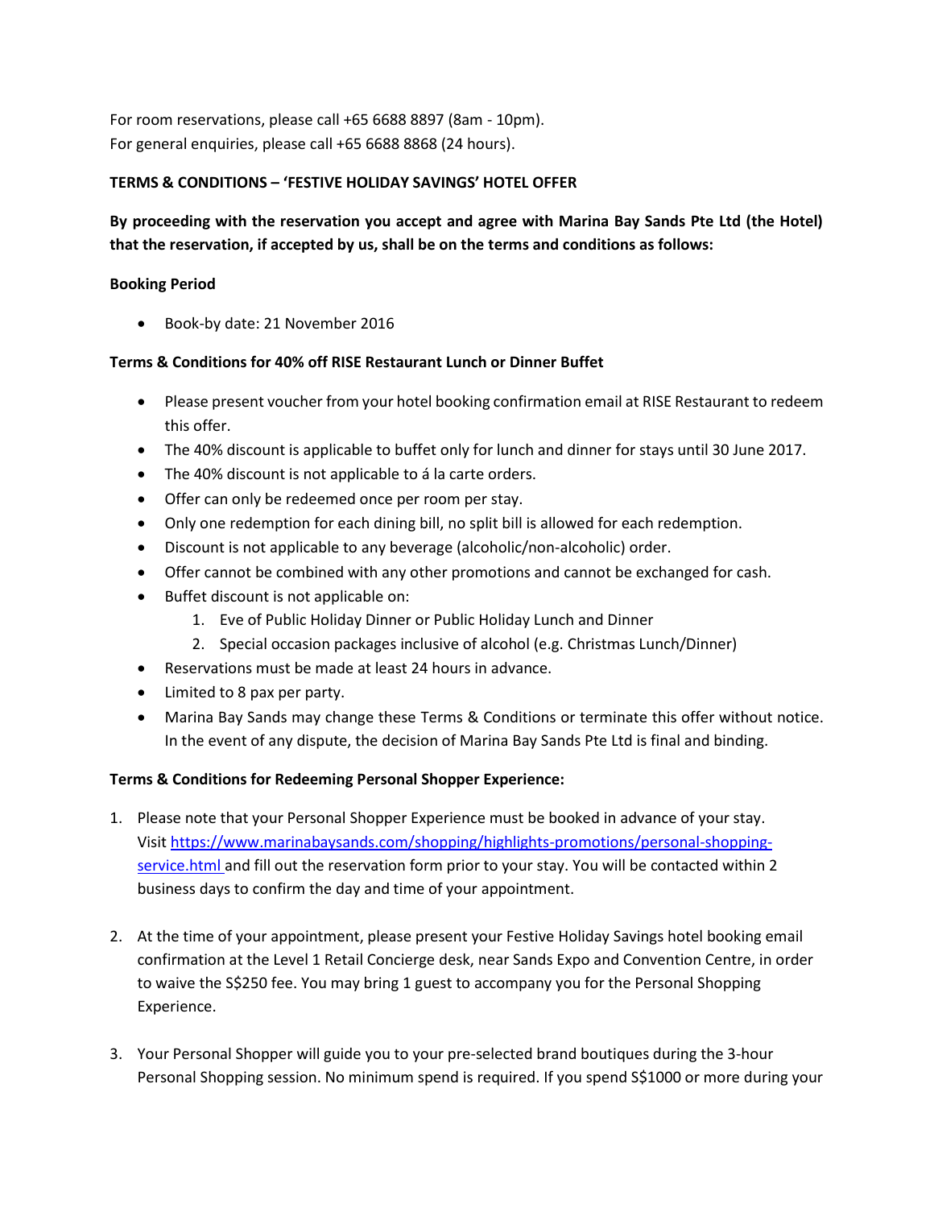For room reservations, please call +65 6688 8897 (8am - 10pm).
For general enquiries, please call +65 6688 8868 (24 hours).

**TERMS & CONDITIONS – 'FESTIVE HOLIDAY SAVINGS' HOTEL OFFER**

**By proceeding with the reservation you accept and agree with Marina Bay Sands Pte Ltd (the Hotel) that the reservation, if accepted by us, shall be on the terms and conditions as follows:**

**Booking Period**

- Book-by date: 21 November 2016

**Terms & Conditions for 40% off RISE Restaurant Lunch or Dinner Buffet**

- Please present voucher from your hotel booking confirmation email at RISE Restaurant to redeem this offer.
- The 40% discount is applicable to buffet only for lunch and dinner for stays until 30 June 2017.
- The 40% discount is not applicable to á la carte orders.
- Offer can only be redeemed once per room per stay.
- Only one redemption for each dining bill, no split bill is allowed for each redemption.
- Discount is not applicable to any beverage (alcoholic/non-alcoholic) order.
- Offer cannot be combined with any other promotions and cannot be exchanged for cash.
- Buffet discount is not applicable on:
    1. Eve of Public Holiday Dinner or Public Holiday Lunch and Dinner
    2. Special occasion packages inclusive of alcohol (e.g. Christmas Lunch/Dinner)
- Reservations must be made at least 24 hours in advance.
- Limited to 8 pax per party.
- Marina Bay Sands may change these Terms & Conditions or terminate this offer without notice. In the event of any dispute, the decision of Marina Bay Sands Pte Ltd is final and binding.

**Terms & Conditions for Redeeming Personal Shopper Experience:**

1. Please note that your Personal Shopper Experience must be booked in advance of your stay. Visit https://www.marinabaysands.com/shopping/highlights-promotions/personal-shopping-service.html and fill out the reservation form prior to your stay. You will be contacted within 2 business days to confirm the day and time of your appointment.

2. At the time of your appointment, please present your Festive Holiday Savings hotel booking email confirmation at the Level 1 Retail Concierge desk, near Sands Expo and Convention Centre, in order to waive the S$250 fee. You may bring 1 guest to accompany you for the Personal Shopping Experience.

3. Your Personal Shopper will guide you to your pre-selected brand boutiques during the 3-hour Personal Shopping session. No minimum spend is required. If you spend S$1000 or more during your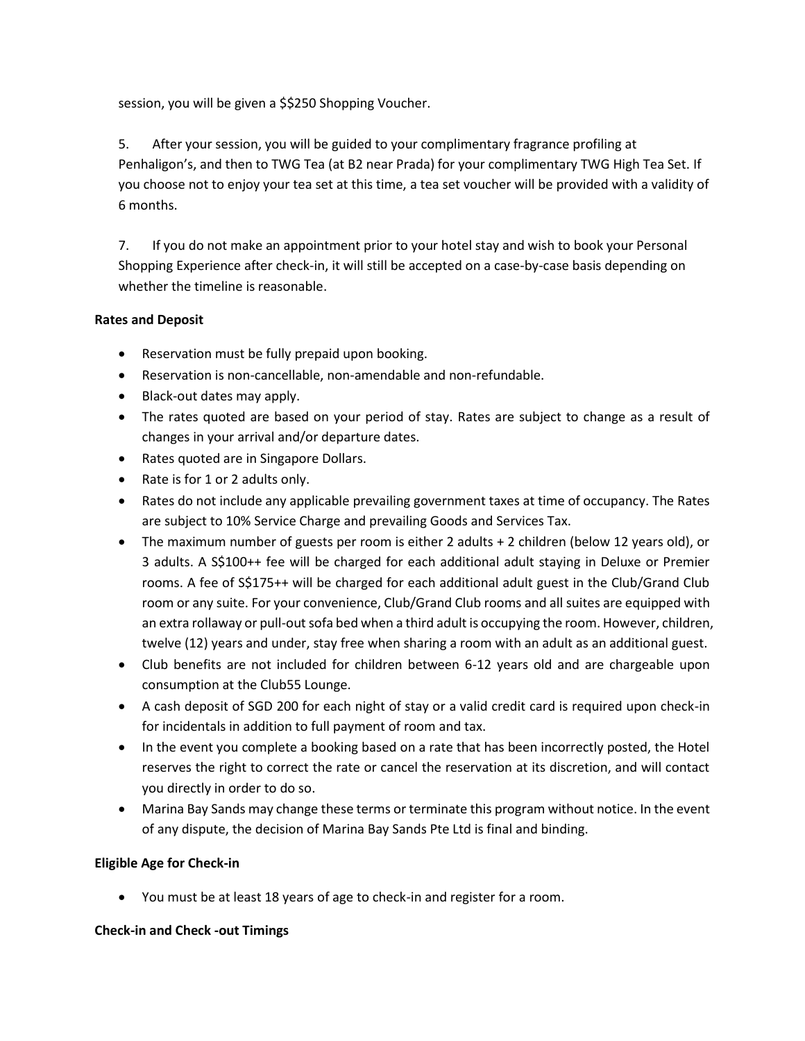session, you will be given a $$250 Shopping Voucher.

5. After your session, you will be guided to your complimentary fragrance profiling at Penhaligon's, and then to TWG Tea (at B2 near Prada) for your complimentary TWG High Tea Set. If you choose not to enjoy your tea set at this time, a tea set voucher will be provided with a validity of 6 months.

7. If you do not make an appointment prior to your hotel stay and wish to book your Personal Shopping Experience after check-in, it will still be accepted on a case-by-case basis depending on whether the timeline is reasonable.

**Rates and Deposit**

- Reservation must be fully prepaid upon booking.
- Reservation is non-cancellable, non-amendable and non-refundable.
- Black-out dates may apply.
- The rates quoted are based on your period of stay. Rates are subject to change as a result of changes in your arrival and/or departure dates.
- Rates quoted are in Singapore Dollars.
- Rate is for 1 or 2 adults only.
- Rates do not include any applicable prevailing government taxes at time of occupancy. The Rates are subject to 10% Service Charge and prevailing Goods and Services Tax.
- The maximum number of guests per room is either 2 adults + 2 children (below 12 years old), or 3 adults. A S$100++ fee will be charged for each additional adult staying in Deluxe or Premier rooms. A fee of S$175++ will be charged for each additional adult guest in the Club/Grand Club room or any suite. For your convenience, Club/Grand Club rooms and all suites are equipped with an extra rollaway or pull-out sofa bed when a third adult is occupying the room. However, children, twelve (12) years and under, stay free when sharing a room with an adult as an additional guest.
- Club benefits are not included for children between 6-12 years old and are chargeable upon consumption at the Club55 Lounge.
- A cash deposit of SGD 200 for each night of stay or a valid credit card is required upon check-in for incidentals in addition to full payment of room and tax.
- In the event you complete a booking based on a rate that has been incorrectly posted, the Hotel reserves the right to correct the rate or cancel the reservation at its discretion, and will contact you directly in order to do so.
- Marina Bay Sands may change these terms or terminate this program without notice. In the event of any dispute, the decision of Marina Bay Sands Pte Ltd is final and binding.

**Eligible Age for Check-in**

- You must be at least 18 years of age to check-in and register for a room.

**Check-in and Check -out Timings**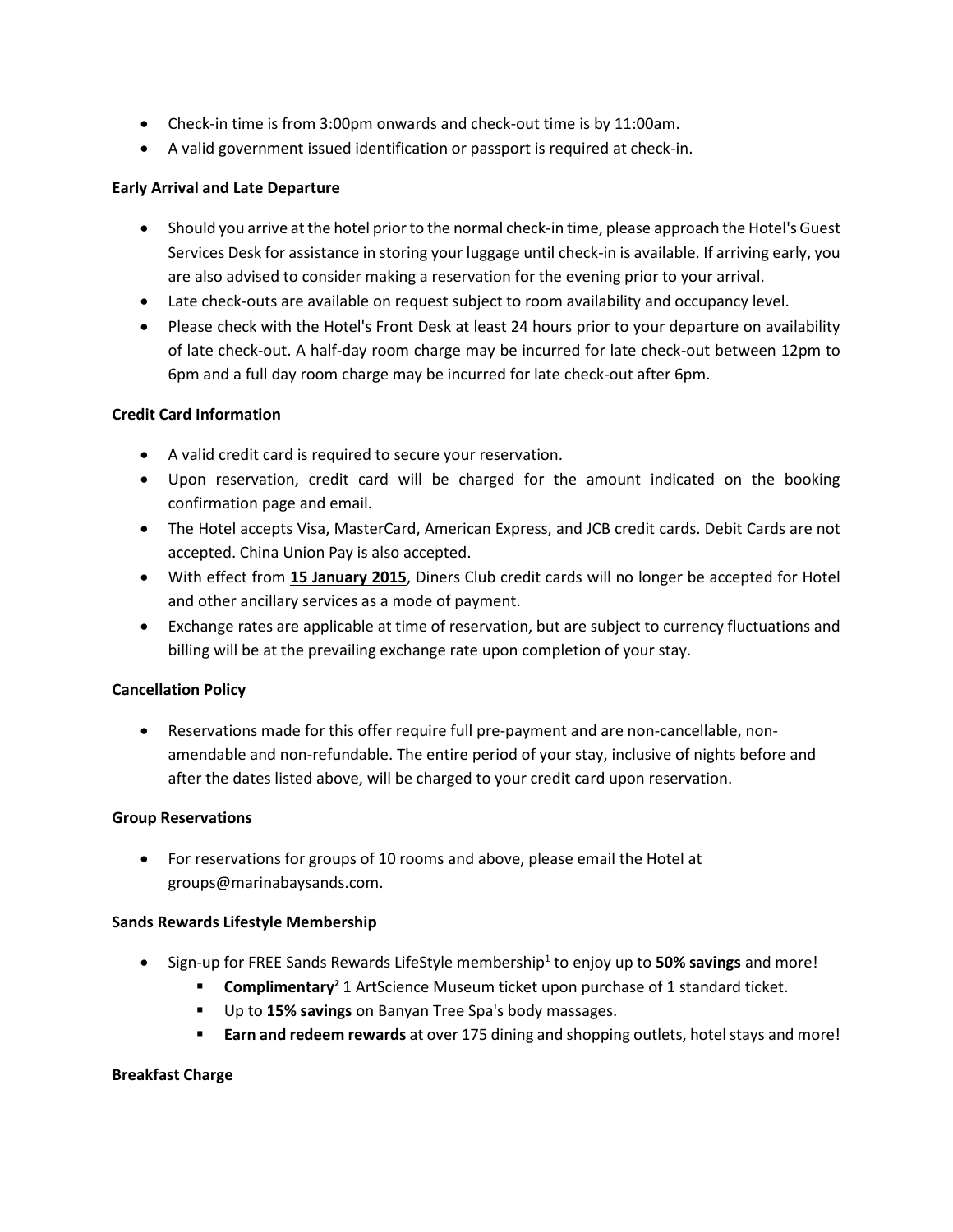- Check-in time is from 3:00pm onwards and check-out time is by 11:00am.
- A valid government issued identification or passport is required at check-in.

**Early Arrival and Late Departure**

- Should you arrive at the hotel prior to the normal check-in time, please approach the Hotel's Guest Services Desk for assistance in storing your luggage until check-in is available. If arriving early, you are also advised to consider making a reservation for the evening prior to your arrival.
- Late check-outs are available on request subject to room availability and occupancy level.
- Please check with the Hotel's Front Desk at least 24 hours prior to your departure on availability of late check-out. A half-day room charge may be incurred for late check-out between 12pm to 6pm and a full day room charge may be incurred for late check-out after 6pm.

**Credit Card Information**

- A valid credit card is required to secure your reservation.
- Upon reservation, credit card will be charged for the amount indicated on the booking confirmation page and email.
- The Hotel accepts Visa, MasterCard, American Express, and JCB credit cards. Debit Cards are not accepted. China Union Pay is also accepted.
- With effect from **15 January 2015**, Diners Club credit cards will no longer be accepted for Hotel and other ancillary services as a mode of payment.
- Exchange rates are applicable at time of reservation, but are subject to currency fluctuations and billing will be at the prevailing exchange rate upon completion of your stay.

**Cancellation Policy**

- Reservations made for this offer require full pre-payment and are non-cancellable, non-amendable and non-refundable. The entire period of your stay, inclusive of nights before and after the dates listed above, will be charged to your credit card upon reservation.

**Group Reservations**

- For reservations for groups of 10 rooms and above, please email the Hotel at groups@marinabaysands.com.

**Sands Rewards Lifestyle Membership**

- Sign-up for FREE Sands Rewards LifeStyle membership[1] to enjoy up to **50% savings** and more!
  - **Complimentary[2]** 1 ArtScience Museum ticket upon purchase of 1 standard ticket.
  - Up to **15% savings** on Banyan Tree Spa's body massages.
  - **Earn and redeem rewards** at over 175 dining and shopping outlets, hotel stays and more!

**Breakfast Charge**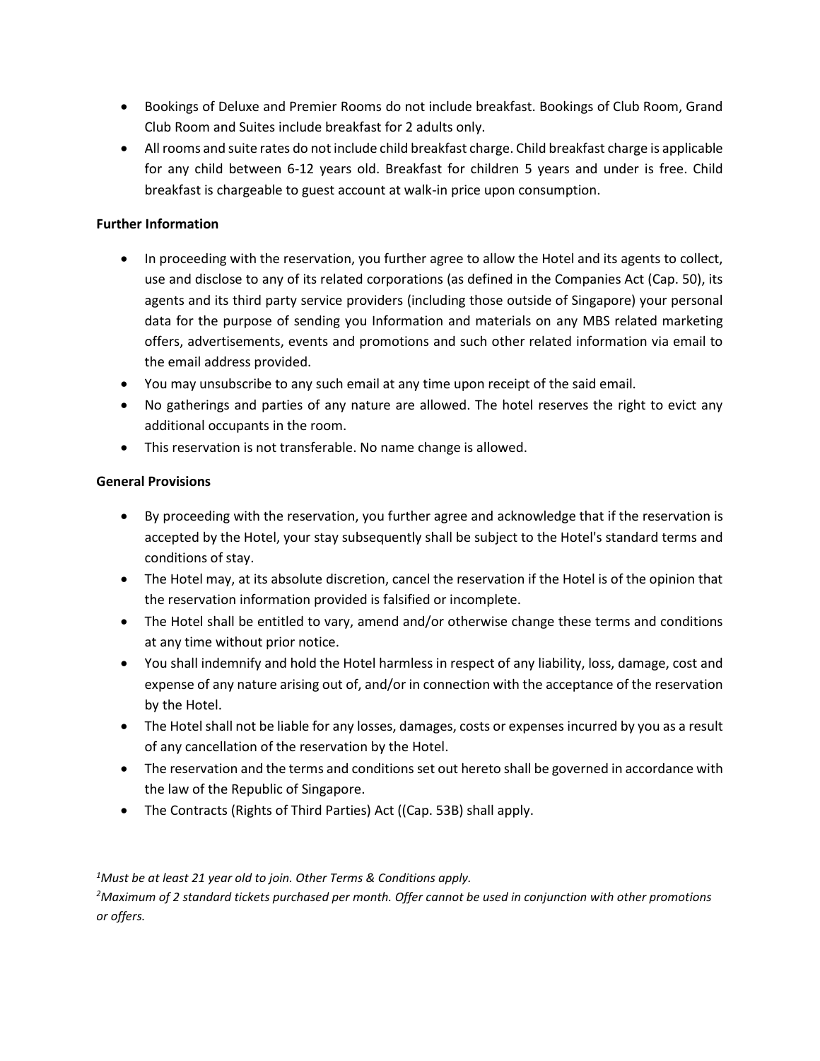- Bookings of Deluxe and Premier Rooms do not include breakfast. Bookings of Club Room, Grand Club Room and Suites include breakfast for 2 adults only.
- All rooms and suite rates do not include child breakfast charge. Child breakfast charge is applicable for any child between 6-12 years old. Breakfast for children 5 years and under is free. Child breakfast is chargeable to guest account at walk-in price upon consumption.

**Further Information**

- In proceeding with the reservation, you further agree to allow the Hotel and its agents to collect, use and disclose to any of its related corporations (as defined in the Companies Act (Cap. 50), its agents and its third party service providers (including those outside of Singapore) your personal data for the purpose of sending you Information and materials on any MBS related marketing offers, advertisements, events and promotions and such other related information via email to the email address provided.
- You may unsubscribe to any such email at any time upon receipt of the said email.
- No gatherings and parties of any nature are allowed. The hotel reserves the right to evict any additional occupants in the room.
- This reservation is not transferable. No name change is allowed.

**General Provisions**

- By proceeding with the reservation, you further agree and acknowledge that if the reservation is accepted by the Hotel, your stay subsequently shall be subject to the Hotel's standard terms and conditions of stay.
- The Hotel may, at its absolute discretion, cancel the reservation if the Hotel is of the opinion that the reservation information provided is falsified or incomplete.
- The Hotel shall be entitled to vary, amend and/or otherwise change these terms and conditions at any time without prior notice.
- You shall indemnify and hold the Hotel harmless in respect of any liability, loss, damage, cost and expense of any nature arising out of, and/or in connection with the acceptance of the reservation by the Hotel.
- The Hotel shall not be liable for any losses, damages, costs or expenses incurred by you as a result of any cancellation of the reservation by the Hotel.
- The reservation and the terms and conditions set out hereto shall be governed in accordance with the law of the Republic of Singapore.
- The Contracts (Rights of Third Parties) Act ((Cap. 53B) shall apply.

*[1]Must be at least 21 year old to join. Other Terms & Conditions apply.*

*[2]Maximum of 2 standard tickets purchased per month. Offer cannot be used in conjunction with other promotions or offers.*